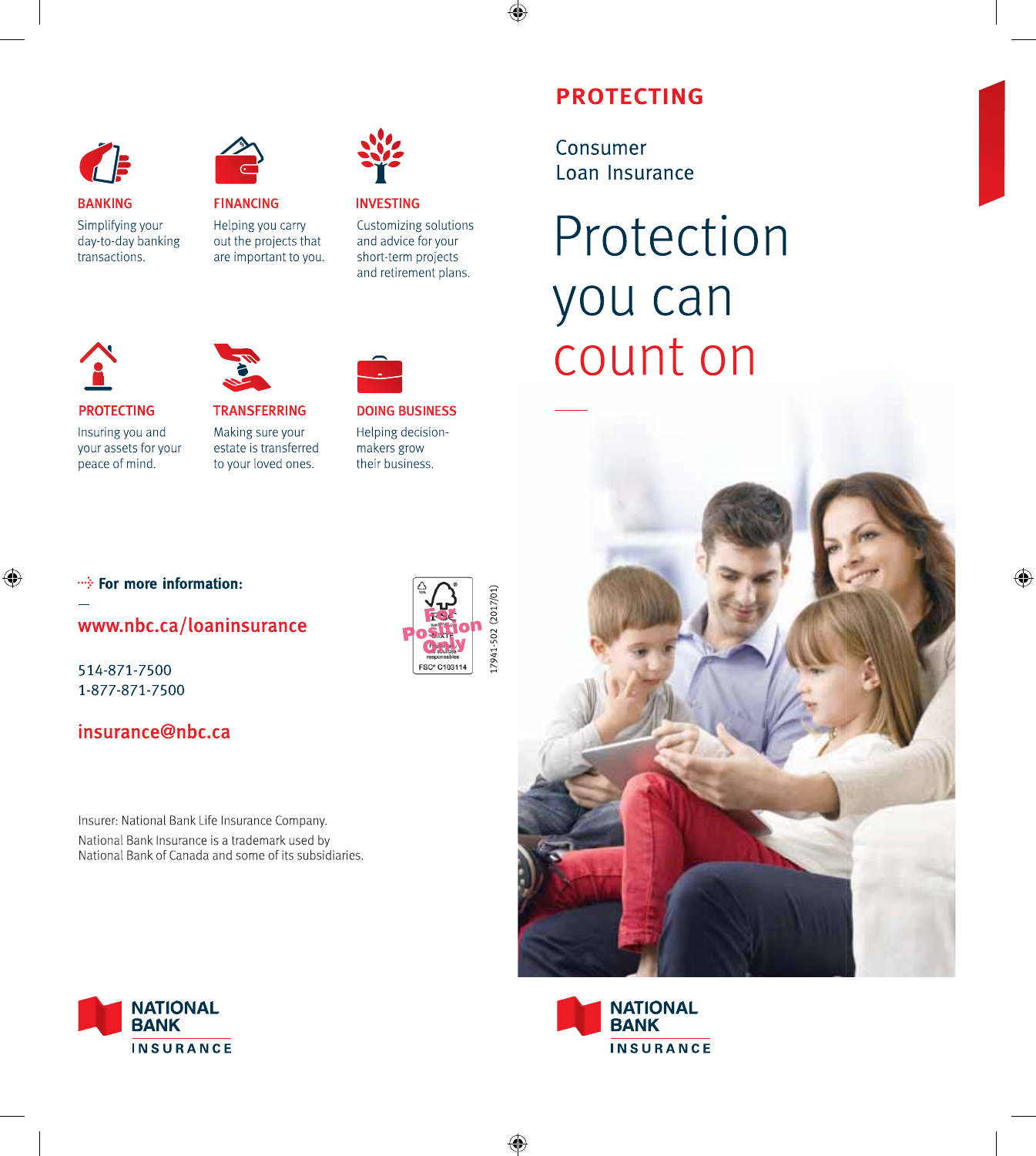**BANKING**
Simplifying your day-to-day banking transactions.

**FINANCING**
Helping you carry out the projects that are important to you.

**INVESTING**
Customizing solutions and advice for your short-term projects and retirement plans.

**PROTECTING**
Insuring you and your assets for your peace of mind.

**TRANSFERRING**
Making sure your estate is transferred to your loved ones.

**DOING BUSINESS**
Helping decision-makers grow their business.

**For more information:**

www.nbc.ca/loaninsurance

514-871-7500
1-877-871-7500

insurance@nbc.ca

Insurer: National Bank Life Insurance Company.
National Bank Insurance is a trademark used by National Bank of Canada and some of its subsidiaries.

17941-502 (2017/01)

NATIONAL BANK INSURANCE

# PROTECTING

## Consumer Loan Insurance

# Protection you can count on

NATIONAL BANK INSURANCE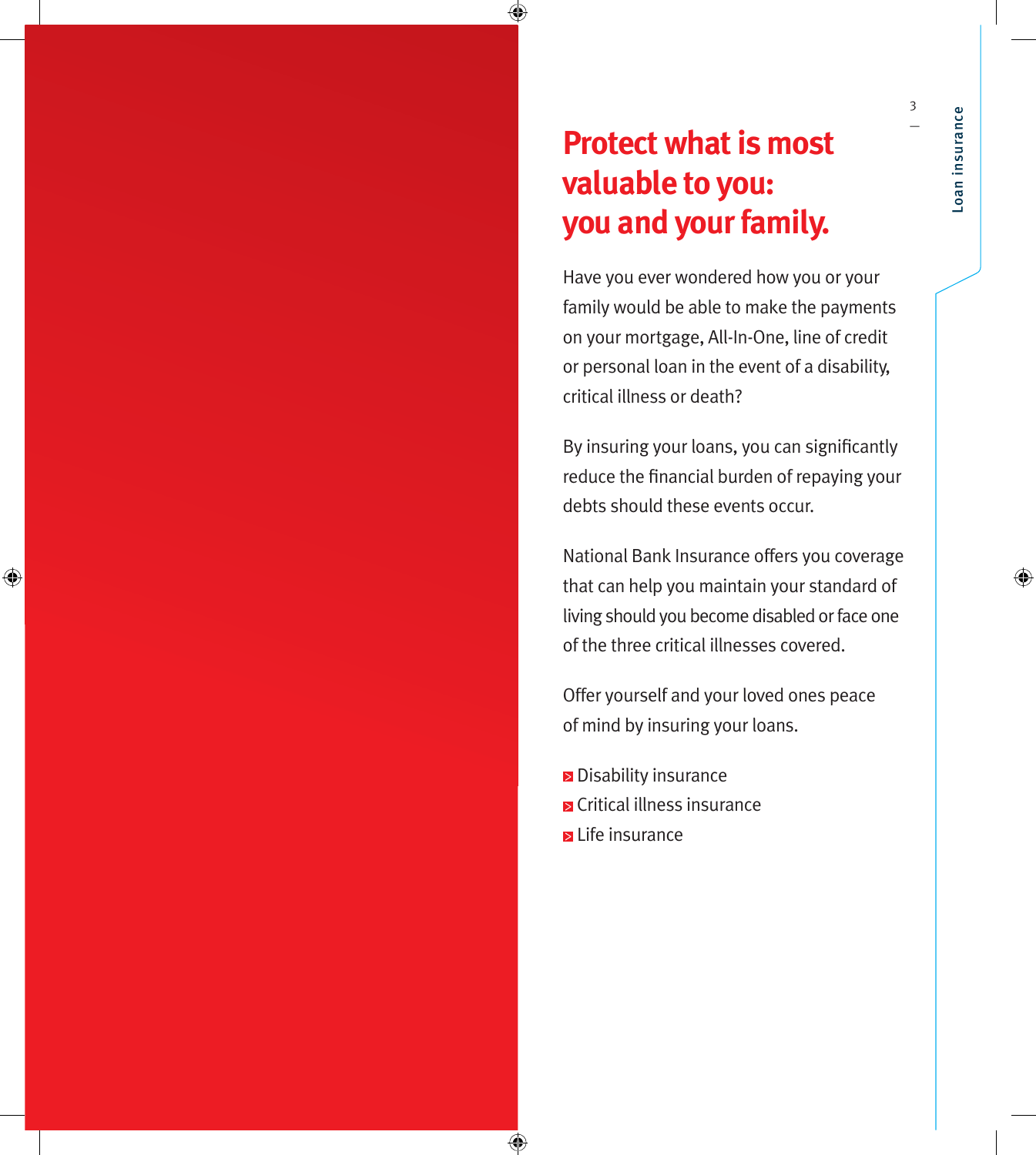# Protect what is most valuable to you: you and your family.

Have you ever wondered how you or your family would be able to make the payments on your mortgage, All-In-One, line of credit or personal loan in the event of a disability, critical illness or death?

By insuring your loans, you can significantly reduce the financial burden of repaying your debts should these events occur.

National Bank Insurance offers you coverage that can help you maintain your standard of living should you become disabled or face one of the three critical illnesses covered.

Offer yourself and your loved ones peace of mind by insuring your loans.

- Disability insurance
- Critical illness insurance
- Life insurance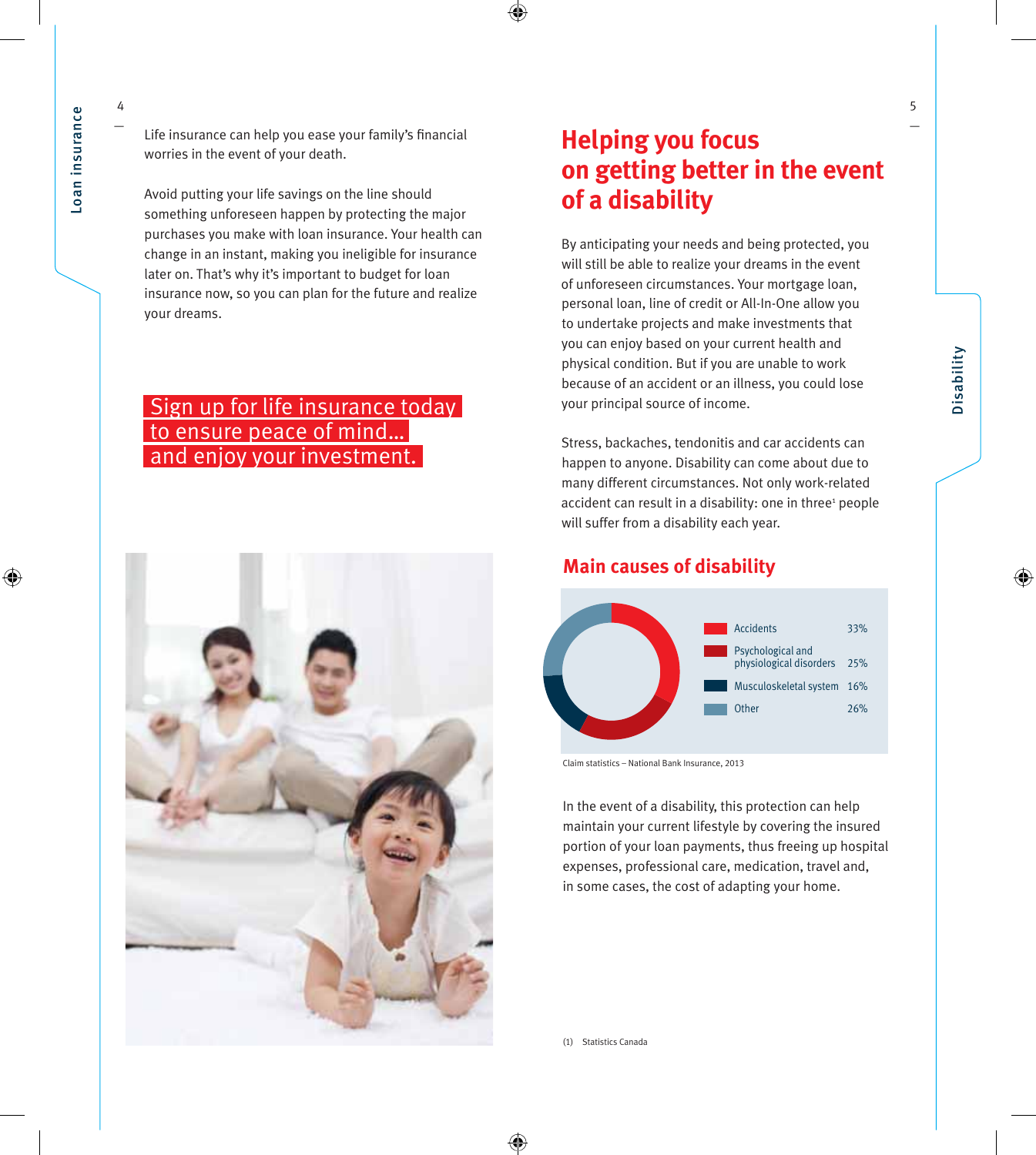Life insurance can help you ease your family's financial worries in the event of your death.

Avoid putting your life savings on the line should something unforeseen happen by protecting the major purchases you make with loan insurance. Your health can change in an instant, making you ineligible for insurance later on. That's why it's important to budget for loan insurance now, so you can plan for the future and realize your dreams.

**Sign up for life insurance today to ensure peace of mind… and enjoy your investment.**

# Helping you focus on getting better in the event of a disability

By anticipating your needs and being protected, you will still be able to realize your dreams in the event of unforeseen circumstances. Your mortgage loan, personal loan, line of credit or All-In-One allow you to undertake projects and make investments that you can enjoy based on your current health and physical condition. But if you are unable to work because of an accident or an illness, you could lose your principal source of income.

Stress, backaches, tendonitis and car accidents can happen to anyone. Disability can come about due to many different circumstances. Not only work-related accident can result in a disability: one in three[1] people will suffer from a disability each year.

## Main causes of disability

| Cause | Percentage |
|---|---|
| Accidents | 33% |
| Psychological and physiological disorders | 25% |
| Musculoskeletal system | 16% |
| Other | 26% |

Claim statistics – National Bank Insurance, 2013

In the event of a disability, this protection can help maintain your current lifestyle by covering the insured portion of your loan payments, thus freeing up hospital expenses, professional care, medication, travel and, in some cases, the cost of adapting your home.

(1) Statistics Canada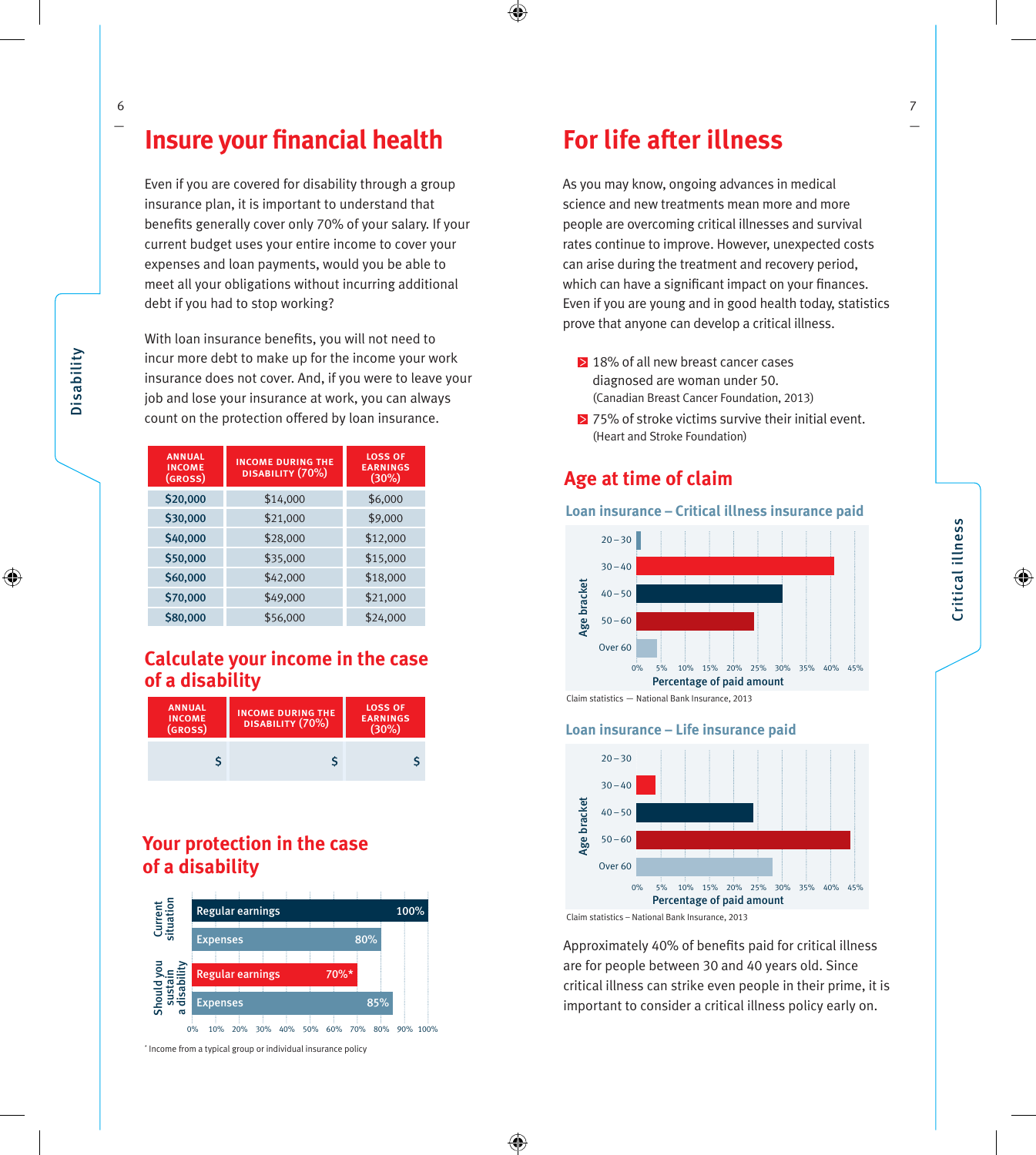# Insure your financial health

Even if you are covered for disability through a group insurance plan, it is important to understand that benefits generally cover only 70% of your salary. If your current budget uses your entire income to cover your expenses and loan payments, would you be able to meet all your obligations without incurring additional debt if you had to stop working?

With loan insurance benefits, you will not need to incur more debt to make up for the income your work insurance does not cover. And, if you were to leave your job and lose your insurance at work, you can always count on the protection offered by loan insurance.

| ANNUAL INCOME (GROSS) | INCOME DURING THE DISABILITY (70%) | LOSS OF EARNINGS (30%) |
|---|---|---|
| $20,000 | $14,000 | $6,000 |
| $30,000 | $21,000 | $9,000 |
| $40,000 | $28,000 | $12,000 |
| $50,000 | $35,000 | $15,000 |
| $60,000 | $42,000 | $18,000 |
| $70,000 | $49,000 | $21,000 |
| $80,000 | $56,000 | $24,000 |

## Calculate your income in the case of a disability

| ANNUAL INCOME (GROSS) | INCOME DURING THE DISABILITY (70%) | LOSS OF EARNINGS (30%) |
|---|---|---|
| $ | $ | $ |

## Your protection in the case of a disability

| | | |
|---|---|---|
| Current situation | Regular earnings | 100% |
| | Expenses | 80% |
| Should you sustain a disability | Regular earnings | 70%* |
| | Expenses | 85% |

\* Income from a typical group or individual insurance policy

# For life after illness

As you may know, ongoing advances in medical science and new treatments mean more and more people are overcoming critical illnesses and survival rates continue to improve. However, unexpected costs can arise during the treatment and recovery period, which can have a significant impact on your finances. Even if you are young and in good health today, statistics prove that anyone can develop a critical illness.

- 18% of all new breast cancer cases diagnosed are woman under 50. (Canadian Breast Cancer Foundation, 2013)
- 75% of stroke victims survive their initial event. (Heart and Stroke Foundation)

## Age at time of claim

### Loan insurance – Critical illness insurance paid

Age bracket: 20 – 30, 30 – 40, 40 – 50, 50 – 60, Over 60

Percentage of paid amount (0% – 45%)

Claim statistics — National Bank Insurance, 2013

### Loan insurance – Life insurance paid

Age bracket: 20 – 30, 30 – 40, 40 – 50, 50 – 60, Over 60

Percentage of paid amount (0% – 45%)

Claim statistics – National Bank Insurance, 2013

Approximately 40% of benefits paid for critical illness are for people between 30 and 40 years old. Since critical illness can strike even people in their prime, it is important to consider a critical illness policy early on.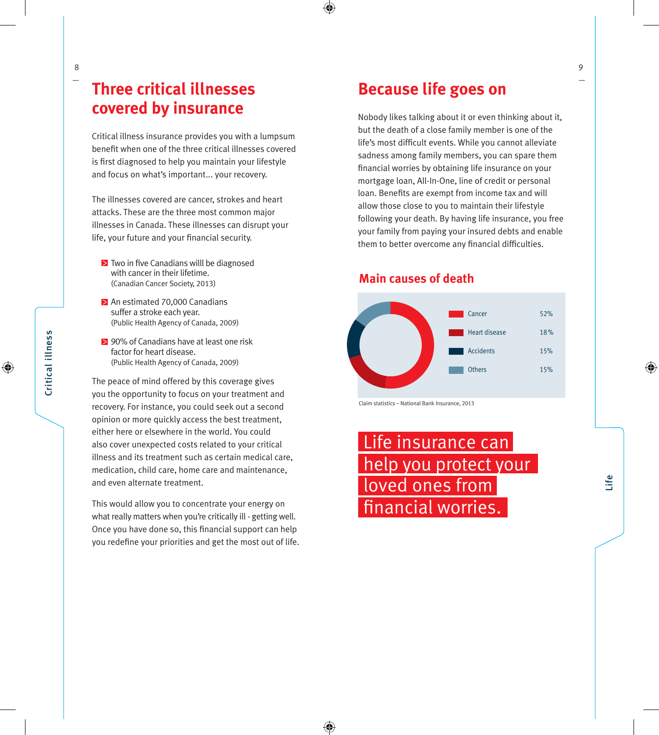# Three critical illnesses covered by insurance

Critical illness insurance provides you with a lumpsum benefit when one of the three critical illnesses covered is first diagnosed to help you maintain your lifestyle and focus on what's important... your recovery.

The illnesses covered are cancer, strokes and heart attacks. These are the three most common major illnesses in Canada. These illnesses can disrupt your life, your future and your financial security.

- Two in five Canadians willl be diagnosed with cancer in their lifetime.
  (Canadian Cancer Society, 2013)
- An estimated 70,000 Canadians suffer a stroke each year.
  (Public Health Agency of Canada, 2009)
- 90% of Canadians have at least one risk factor for heart disease.
  (Public Health Agency of Canada, 2009)

The peace of mind offered by this coverage gives you the opportunity to focus on your treatment and recovery. For instance, you could seek out a second opinion or more quickly access the best treatment, either here or elsewhere in the world. You could also cover unexpected costs related to your critical illness and its treatment such as certain medical care, medication, child care, home care and maintenance, and even alternate treatment.

This would allow you to concentrate your energy on what really matters when you're critically ill - getting well. Once you have done so, this financial support can help you redefine your priorities and get the most out of life.

# Because life goes on

Nobody likes talking about it or even thinking about it, but the death of a close family member is one of the life's most difficult events. While you cannot alleviate sadness among family members, you can spare them financial worries by obtaining life insurance on your mortgage loan, All-In-One, line of credit or personal loan. Benefits are exempt from income tax and will allow those close to you to maintain their lifestyle following your death. By having life insurance, you free your family from paying your insured debts and enable them to better overcome any financial difficulties.

## Main causes of death

| Cause | % |
|---|---|
| Cancer | 52% |
| Heart disease | 18% |
| Accidents | 15% |
| Others | 15% |

Claim statistics – National Bank Insurance, 2013

**Life insurance can help you protect your loved ones from financial worries.**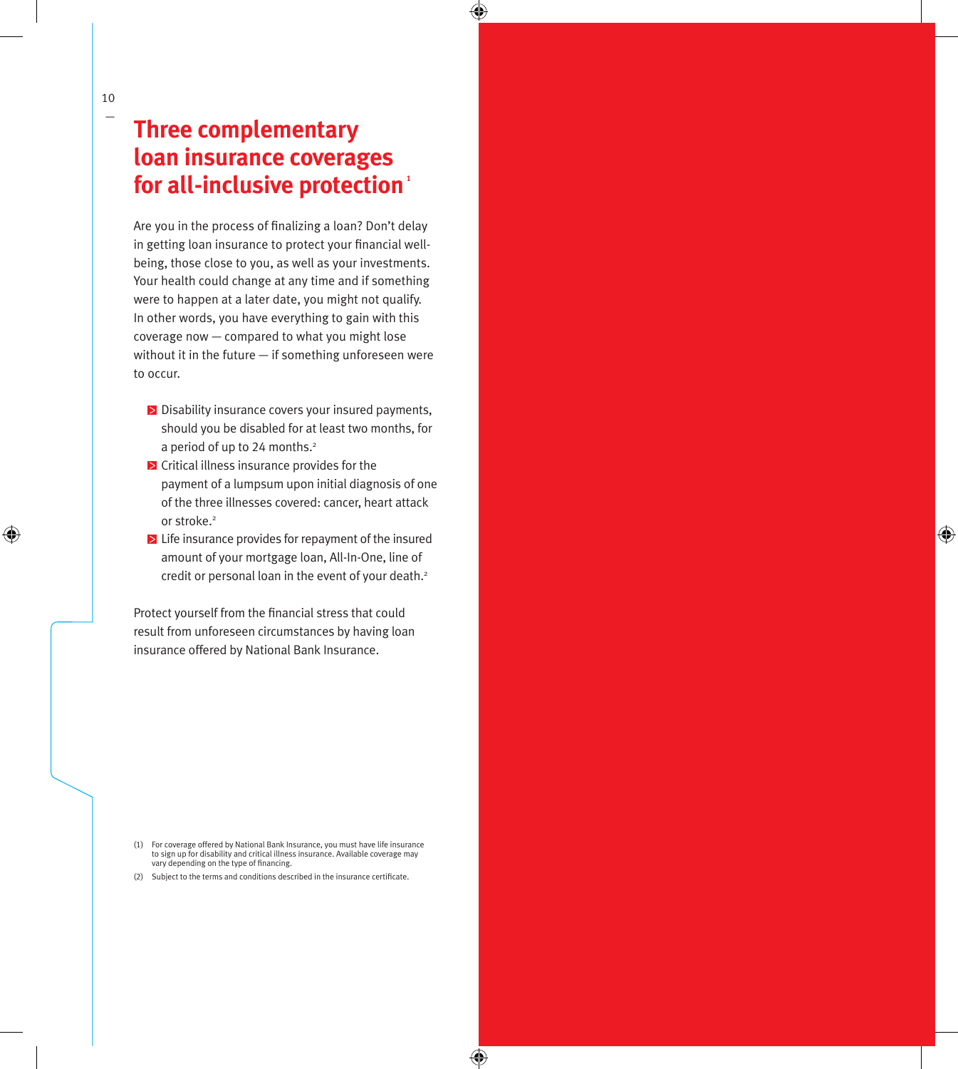# Three complementary loan insurance coverages for all-inclusive protection [1]

Are you in the process of finalizing a loan? Don't delay in getting loan insurance to protect your financial well-being, those close to you, as well as your investments. Your health could change at any time and if something were to happen at a later date, you might not qualify. In other words, you have everything to gain with this coverage now — compared to what you might lose without it in the future — if something unforeseen were to occur.

- Disability insurance covers your insured payments, should you be disabled for at least two months, for a period of up to 24 months.[2]
- Critical illness insurance provides for the payment of a lumpsum upon initial diagnosis of one of the three illnesses covered: cancer, heart attack or stroke.[2]
- Life insurance provides for repayment of the insured amount of your mortgage loan, All-In-One, line of credit or personal loan in the event of your death.[2]

Protect yourself from the financial stress that could result from unforeseen circumstances by having loan insurance offered by National Bank Insurance.

(1) For coverage offered by National Bank Insurance, you must have life insurance to sign up for disability and critical illness insurance. Available coverage may vary depending on the type of financing.

(2) Subject to the terms and conditions described in the insurance certificate.